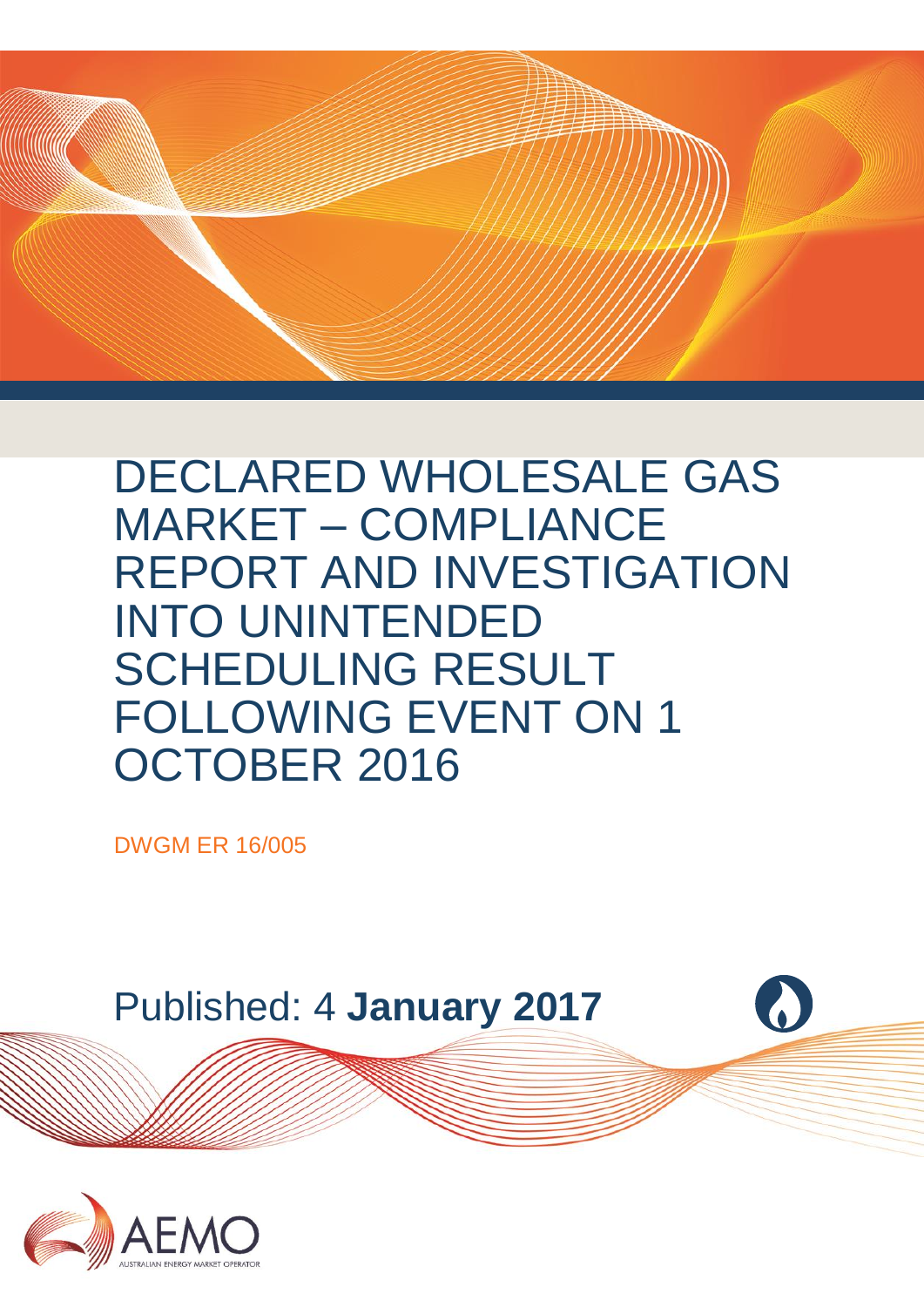# DECLARED WHOLESALE GAS MARKET – COMPLIANCE REPORT AND INVESTIGATION INTO UNINTENDED SCHEDULING RESULT FOLLOWING EVENT ON 1 OCTOBER 2016

DWGM ER 16/005

Published: 4 **January 2017**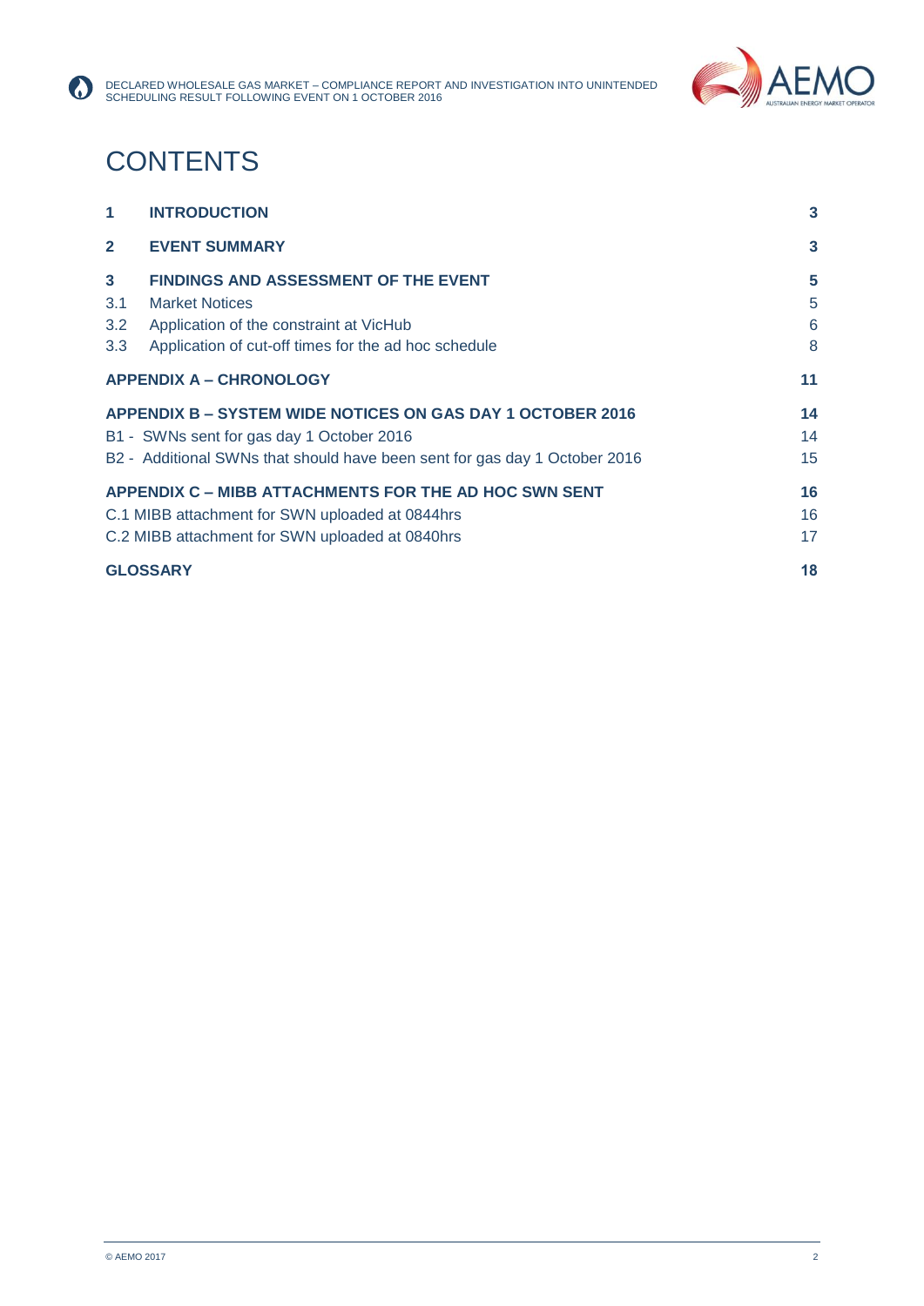# CONTENTS

| | | |
|---|---|---|
| **1** | **INTRODUCTION** | **3** |
| **2** | **EVENT SUMMARY** | **3** |
| **3** | **FINDINGS AND ASSESSMENT OF THE EVENT** | **5** |
| 3.1 | Market Notices | 5 |
| 3.2 | Application of the constraint at VicHub | 6 |
| 3.3 | Application of cut-off times for the ad hoc schedule | 8 |
| **APPENDIX A – CHRONOLOGY** | | **11** |
| **APPENDIX B – SYSTEM WIDE NOTICES ON GAS DAY 1 OCTOBER 2016** | | **14** |
| B1 - SWNs sent for gas day 1 October 2016 | | 14 |
| B2 - Additional SWNs that should have been sent for gas day 1 October 2016 | | 15 |
| **APPENDIX C – MIBB ATTACHMENTS FOR THE AD HOC SWN SENT** | | **16** |
| C.1 MIBB attachment for SWN uploaded at 0844hrs | | 16 |
| C.2 MIBB attachment for SWN uploaded at 0840hrs | | 17 |
| **GLOSSARY** | | **18** |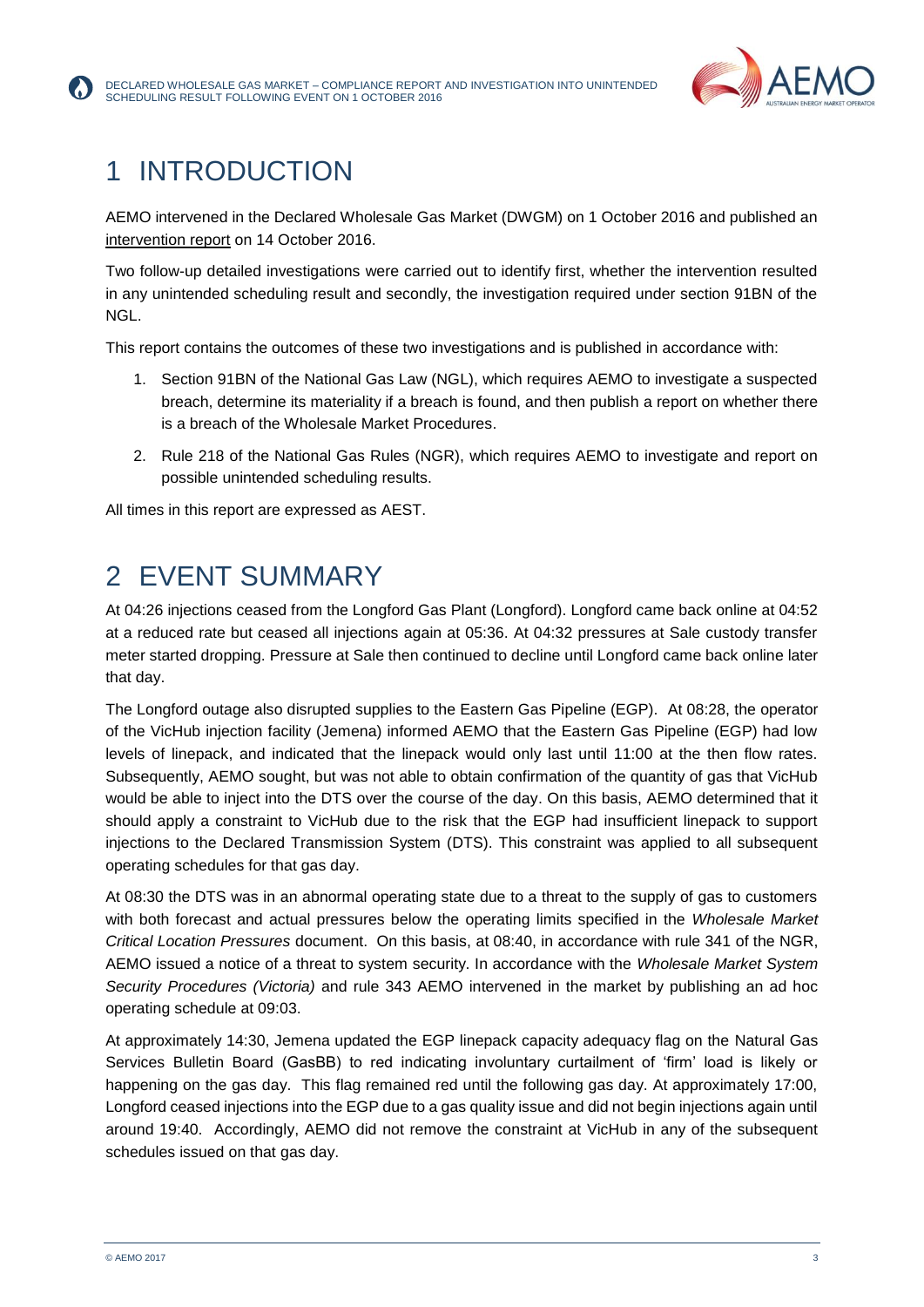# 1 INTRODUCTION

AEMO intervened in the Declared Wholesale Gas Market (DWGM) on 1 October 2016 and published an intervention report on 14 October 2016.

Two follow-up detailed investigations were carried out to identify first, whether the intervention resulted in any unintended scheduling result and secondly, the investigation required under section 91BN of the NGL.

This report contains the outcomes of these two investigations and is published in accordance with:

1. Section 91BN of the National Gas Law (NGL), which requires AEMO to investigate a suspected breach, determine its materiality if a breach is found, and then publish a report on whether there is a breach of the Wholesale Market Procedures.
2. Rule 218 of the National Gas Rules (NGR), which requires AEMO to investigate and report on possible unintended scheduling results.

All times in this report are expressed as AEST.

# 2 EVENT SUMMARY

At 04:26 injections ceased from the Longford Gas Plant (Longford). Longford came back online at 04:52 at a reduced rate but ceased all injections again at 05:36. At 04:32 pressures at Sale custody transfer meter started dropping. Pressure at Sale then continued to decline until Longford came back online later that day.

The Longford outage also disrupted supplies to the Eastern Gas Pipeline (EGP). At 08:28, the operator of the VicHub injection facility (Jemena) informed AEMO that the Eastern Gas Pipeline (EGP) had low levels of linepack, and indicated that the linepack would only last until 11:00 at the then flow rates. Subsequently, AEMO sought, but was not able to obtain confirmation of the quantity of gas that VicHub would be able to inject into the DTS over the course of the day. On this basis, AEMO determined that it should apply a constraint to VicHub due to the risk that the EGP had insufficient linepack to support injections to the Declared Transmission System (DTS). This constraint was applied to all subsequent operating schedules for that gas day.

At 08:30 the DTS was in an abnormal operating state due to a threat to the supply of gas to customers with both forecast and actual pressures below the operating limits specified in the *Wholesale Market Critical Location Pressures* document. On this basis, at 08:40, in accordance with rule 341 of the NGR, AEMO issued a notice of a threat to system security. In accordance with the *Wholesale Market System Security Procedures (Victoria)* and rule 343 AEMO intervened in the market by publishing an ad hoc operating schedule at 09:03.

At approximately 14:30, Jemena updated the EGP linepack capacity adequacy flag on the Natural Gas Services Bulletin Board (GasBB) to red indicating involuntary curtailment of 'firm' load is likely or happening on the gas day. This flag remained red until the following gas day. At approximately 17:00, Longford ceased injections into the EGP due to a gas quality issue and did not begin injections again until around 19:40. Accordingly, AEMO did not remove the constraint at VicHub in any of the subsequent schedules issued on that gas day.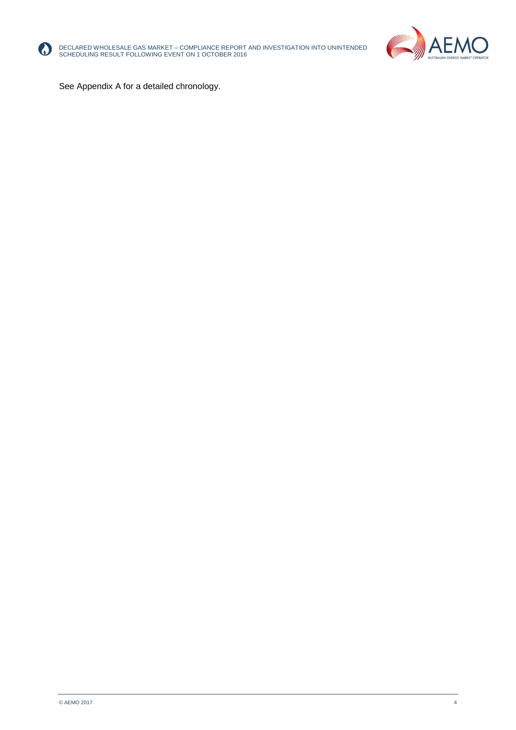See Appendix A for a detailed chronology.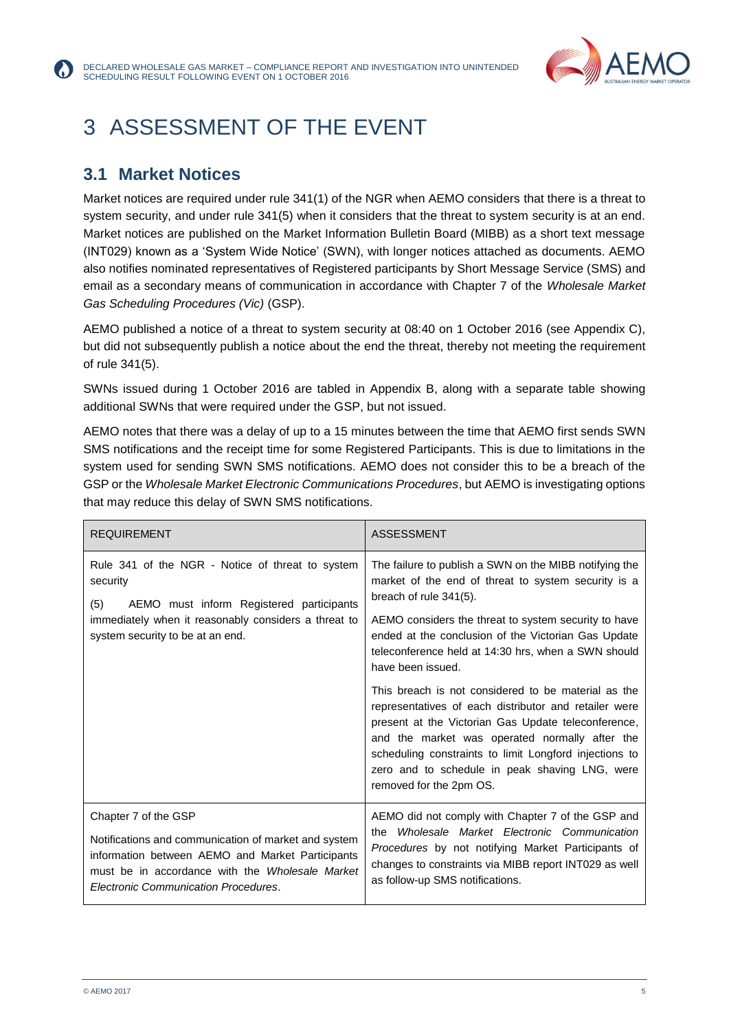# 3 ASSESSMENT OF THE EVENT

## 3.1 Market Notices

Market notices are required under rule 341(1) of the NGR when AEMO considers that there is a threat to system security, and under rule 341(5) when it considers that the threat to system security is at an end. Market notices are published on the Market Information Bulletin Board (MIBB) as a short text message (INT029) known as a 'System Wide Notice' (SWN), with longer notices attached as documents. AEMO also notifies nominated representatives of Registered participants by Short Message Service (SMS) and email as a secondary means of communication in accordance with Chapter 7 of the *Wholesale Market Gas Scheduling Procedures (Vic)* (GSP).

AEMO published a notice of a threat to system security at 08:40 on 1 October 2016 (see Appendix C), but did not subsequently publish a notice about the end the threat, thereby not meeting the requirement of rule 341(5).

SWNs issued during 1 October 2016 are tabled in Appendix B, along with a separate table showing additional SWNs that were required under the GSP, but not issued.

AEMO notes that there was a delay of up to a 15 minutes between the time that AEMO first sends SWN SMS notifications and the receipt time for some Registered Participants. This is due to limitations in the system used for sending SWN SMS notifications. AEMO does not consider this to be a breach of the GSP or the *Wholesale Market Electronic Communications Procedures*, but AEMO is investigating options that may reduce this delay of SWN SMS notifications.

| REQUIREMENT | ASSESSMENT |
|---|---|
| Rule 341 of the NGR - Notice of threat to system security<br><br>(5) AEMO must inform Registered participants immediately when it reasonably considers a threat to system security to be at an end. | The failure to publish a SWN on the MIBB notifying the market of the end of threat to system security is a breach of rule 341(5).<br><br>AEMO considers the threat to system security to have ended at the conclusion of the Victorian Gas Update teleconference held at 14:30 hrs, when a SWN should have been issued.<br><br>This breach is not considered to be material as the representatives of each distributor and retailer were present at the Victorian Gas Update teleconference, and the market was operated normally after the scheduling constraints to limit Longford injections to zero and to schedule in peak shaving LNG, were removed for the 2pm OS. |
| Chapter 7 of the GSP<br><br>Notifications and communication of market and system information between AEMO and Market Participants must be in accordance with the *Wholesale Market Electronic Communication Procedures*. | AEMO did not comply with Chapter 7 of the GSP and the *Wholesale Market Electronic Communication Procedures* by not notifying Market Participants of changes to constraints via MIBB report INT029 as well as follow-up SMS notifications. |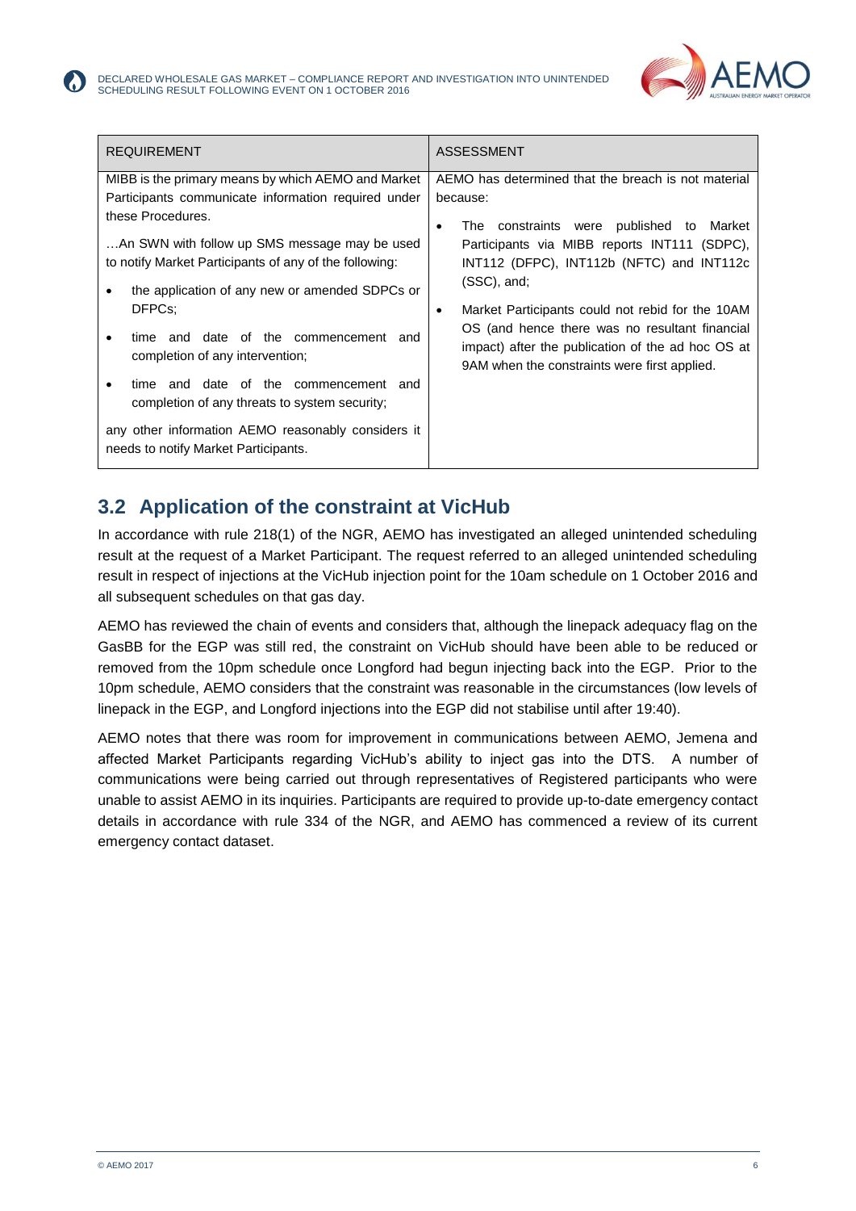| REQUIREMENT | ASSESSMENT |
|---|---|
| MIBB is the primary means by which AEMO and Market Participants communicate information required under these Procedures.<br><br>…An SWN with follow up SMS message may be used to notify Market Participants of any of the following:<br><br>• the application of any new or amended SDPCs or DFPCs;<br>• time and date of the commencement and completion of any intervention;<br>• time and date of the commencement and completion of any threats to system security;<br><br>any other information AEMO reasonably considers it needs to notify Market Participants. | AEMO has determined that the breach is not material because:<br><br>• The constraints were published to Market Participants via MIBB reports INT111 (SDPC), INT112 (DFPC), INT112b (NFTC) and INT112c (SSC), and;<br>• Market Participants could not rebid for the 10AM OS (and hence there was no resultant financial impact) after the publication of the ad hoc OS at 9AM when the constraints were first applied. |

## 3.2 Application of the constraint at VicHub

In accordance with rule 218(1) of the NGR, AEMO has investigated an alleged unintended scheduling result at the request of a Market Participant. The request referred to an alleged unintended scheduling result in respect of injections at the VicHub injection point for the 10am schedule on 1 October 2016 and all subsequent schedules on that gas day.

AEMO has reviewed the chain of events and considers that, although the linepack adequacy flag on the GasBB for the EGP was still red, the constraint on VicHub should have been able to be reduced or removed from the 10pm schedule once Longford had begun injecting back into the EGP. Prior to the 10pm schedule, AEMO considers that the constraint was reasonable in the circumstances (low levels of linepack in the EGP, and Longford injections into the EGP did not stabilise until after 19:40).

AEMO notes that there was room for improvement in communications between AEMO, Jemena and affected Market Participants regarding VicHub's ability to inject gas into the DTS. A number of communications were being carried out through representatives of Registered participants who were unable to assist AEMO in its inquiries. Participants are required to provide up-to-date emergency contact details in accordance with rule 334 of the NGR, and AEMO has commenced a review of its current emergency contact dataset.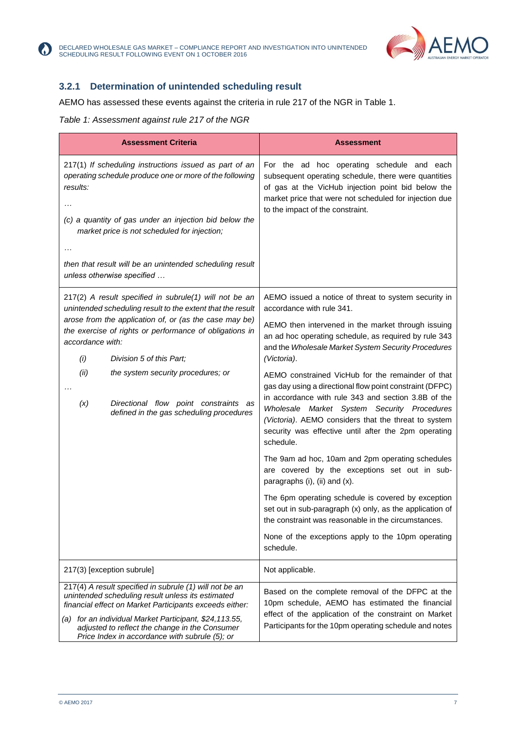### 3.2.1 Determination of unintended scheduling result

AEMO has assessed these events against the criteria in rule 217 of the NGR in Table 1.

*Table 1: Assessment against rule 217 of the NGR*

| Assessment Criteria | Assessment |
|---|---|
| 217(1) *If scheduling instructions issued as part of an operating schedule produce one or more of the following results:*<br>…<br>*(c) a quantity of gas under an injection bid below the market price is not scheduled for injection;*<br>…<br>*then that result will be an unintended scheduling result unless otherwise specified …* | For the ad hoc operating schedule and each subsequent operating schedule, there were quantities of gas at the VicHub injection point bid below the market price that were not scheduled for injection due to the impact of the constraint. |
| 217(2) *A result specified in subrule(1) will not be an unintended scheduling result to the extent that the result arose from the application of, or (as the case may be) the exercise of rights or performance of obligations in accordance with:*<br>*(i) Division 5 of this Part;*<br>*(ii) the system security procedures; or*<br>…<br>*(x) Directional flow point constraints as defined in the gas scheduling procedures* | AEMO issued a notice of threat to system security in accordance with rule 341.<br>AEMO then intervened in the market through issuing an ad hoc operating schedule, as required by rule 343 and the *Wholesale Market System Security Procedures (Victoria)*.<br>AEMO constrained VicHub for the remainder of that gas day using a directional flow point constraint (DFPC) in accordance with rule 343 and section 3.8B of the *Wholesale Market System Security Procedures (Victoria)*. AEMO considers that the threat to system security was effective until after the 2pm operating schedule.<br>The 9am ad hoc, 10am and 2pm operating schedules are covered by the exceptions set out in sub-paragraphs (i), (ii) and (x).<br>The 6pm operating schedule is covered by exception set out in sub-paragraph (x) only, as the application of the constraint was reasonable in the circumstances.<br>None of the exceptions apply to the 10pm operating schedule. |
| 217(3) [exception subrule] | Not applicable. |
| 217(4) *A result specified in subrule (1) will not be an unintended scheduling result unless its estimated financial effect on Market Participants exceeds either:*<br>*(a) for an individual Market Participant, $24,113.55, adjusted to reflect the change in the Consumer Price Index in accordance with subrule (5); or* | Based on the complete removal of the DFPC at the 10pm schedule, AEMO has estimated the financial effect of the application of the constraint on Market Participants for the 10pm operating schedule and notes |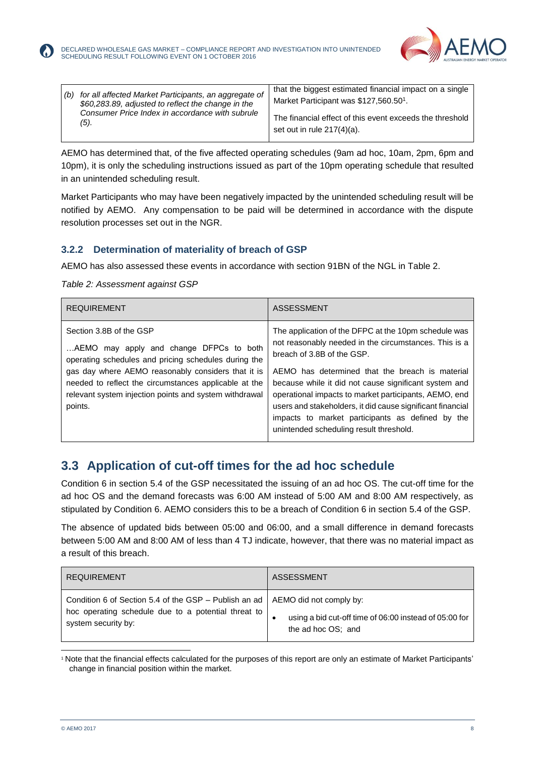| | |
|---|---|
| *(b) for all affected Market Participants, an aggregate of $60,283.89, adjusted to reflect the change in the Consumer Price Index in accordance with subrule (5).* | that the biggest estimated financial impact on a single Market Participant was $127,560.50[1].<br><br>The financial effect of this event exceeds the threshold set out in rule 217(4)(a). |

AEMO has determined that, of the five affected operating schedules (9am ad hoc, 10am, 2pm, 6pm and 10pm), it is only the scheduling instructions issued as part of the 10pm operating schedule that resulted in an unintended scheduling result.

Market Participants who may have been negatively impacted by the unintended scheduling result will be notified by AEMO. Any compensation to be paid will be determined in accordance with the dispute resolution processes set out in the NGR.

### 3.2.2 Determination of materiality of breach of GSP

AEMO has also assessed these events in accordance with section 91BN of the NGL in Table 2.

*Table 2: Assessment against GSP*

| REQUIREMENT | ASSESSMENT |
|---|---|
| Section 3.8B of the GSP<br><br>…AEMO may apply and change DFPCs to both operating schedules and pricing schedules during the gas day where AEMO reasonably considers that it is needed to reflect the circumstances applicable at the relevant system injection points and system withdrawal points. | The application of the DFPC at the 10pm schedule was not reasonably needed in the circumstances. This is a breach of 3.8B of the GSP.<br><br>AEMO has determined that the breach is material because while it did not cause significant system and operational impacts to market participants, AEMO, end users and stakeholders, it did cause significant financial impacts to market participants as defined by the unintended scheduling result threshold. |

## 3.3 Application of cut-off times for the ad hoc schedule

Condition 6 in section 5.4 of the GSP necessitated the issuing of an ad hoc OS. The cut-off time for the ad hoc OS and the demand forecasts was 6:00 AM instead of 5:00 AM and 8:00 AM respectively, as stipulated by Condition 6. AEMO considers this to be a breach of Condition 6 in section 5.4 of the GSP.

The absence of updated bids between 05:00 and 06:00, and a small difference in demand forecasts between 5:00 AM and 8:00 AM of less than 4 TJ indicate, however, that there was no material impact as a result of this breach.

| REQUIREMENT | ASSESSMENT |
|---|---|
| Condition 6 of Section 5.4 of the GSP – Publish an ad hoc operating schedule due to a potential threat to system security by: | AEMO did not comply by:<br><br>• using a bid cut-off time of 06:00 instead of 05:00 for the ad hoc OS; and |

[1] Note that the financial effects calculated for the purposes of this report are only an estimate of Market Participants' change in financial position within the market.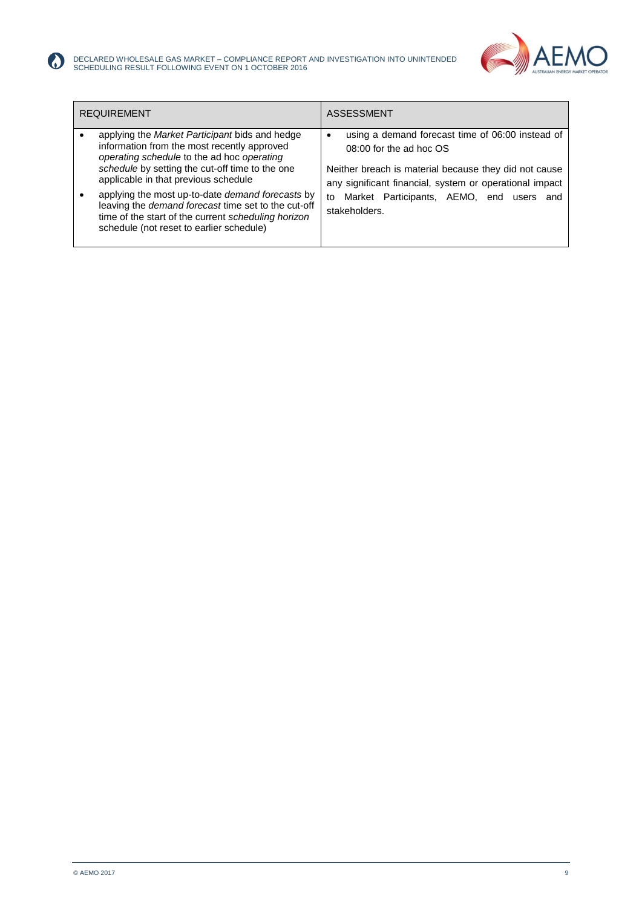| REQUIREMENT | ASSESSMENT |
| --- | --- |
| • applying the *Market Participant* bids and hedge information from the most recently approved *operating schedule* to the ad hoc *operating schedule* by setting the cut-off time to the one applicable in that previous schedule<br>• applying the most up-to-date *demand forecasts* by leaving the *demand forecast* time set to the cut-off time of the start of the current *scheduling horizon* schedule (not reset to earlier schedule) | • using a demand forecast time of 06:00 instead of 08:00 for the ad hoc OS<br><br>Neither breach is material because they did not cause any significant financial, system or operational impact to Market Participants, AEMO, end users and stakeholders. |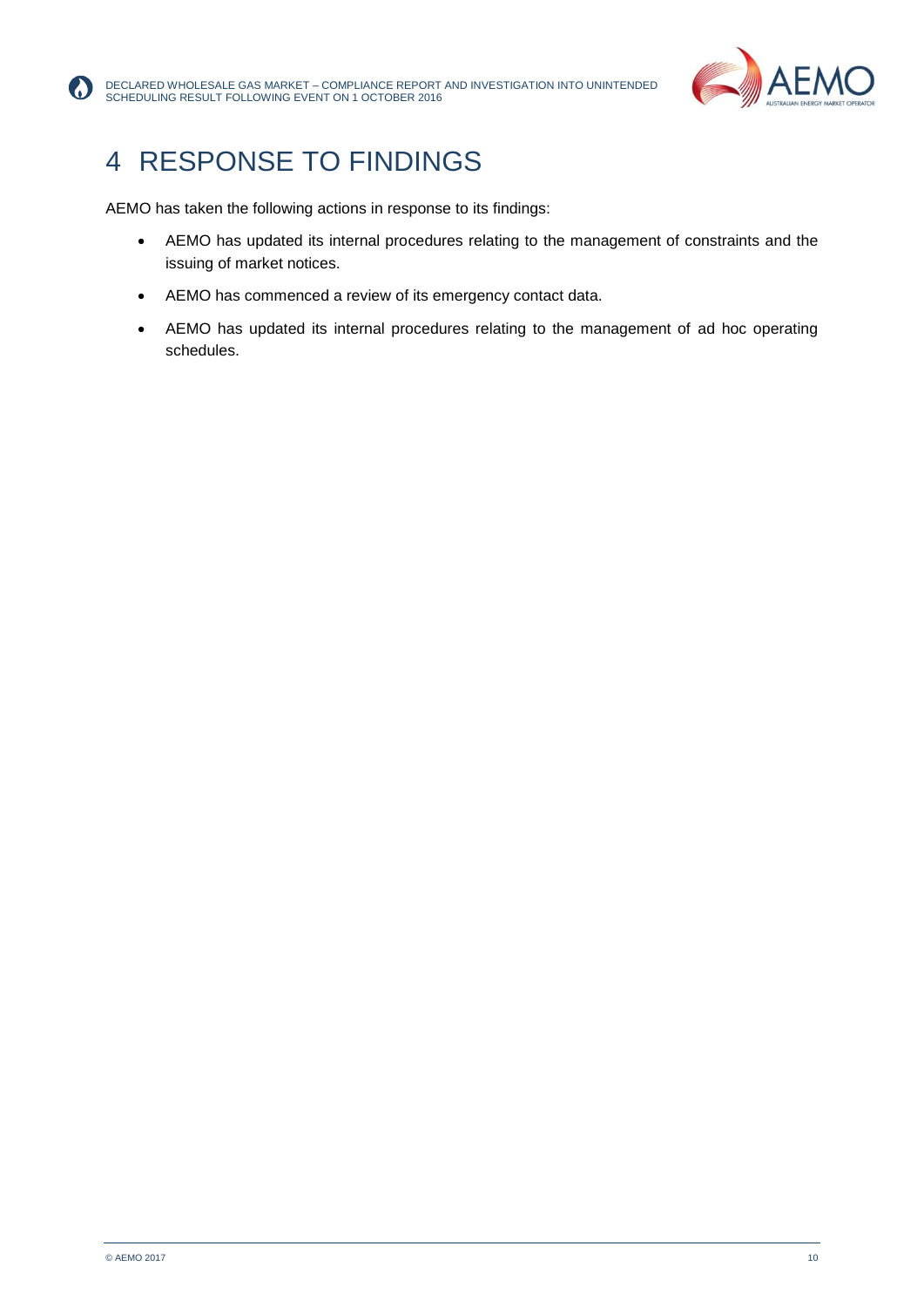# 4 RESPONSE TO FINDINGS

AEMO has taken the following actions in response to its findings:

- AEMO has updated its internal procedures relating to the management of constraints and the issuing of market notices.
- AEMO has commenced a review of its emergency contact data.
- AEMO has updated its internal procedures relating to the management of ad hoc operating schedules.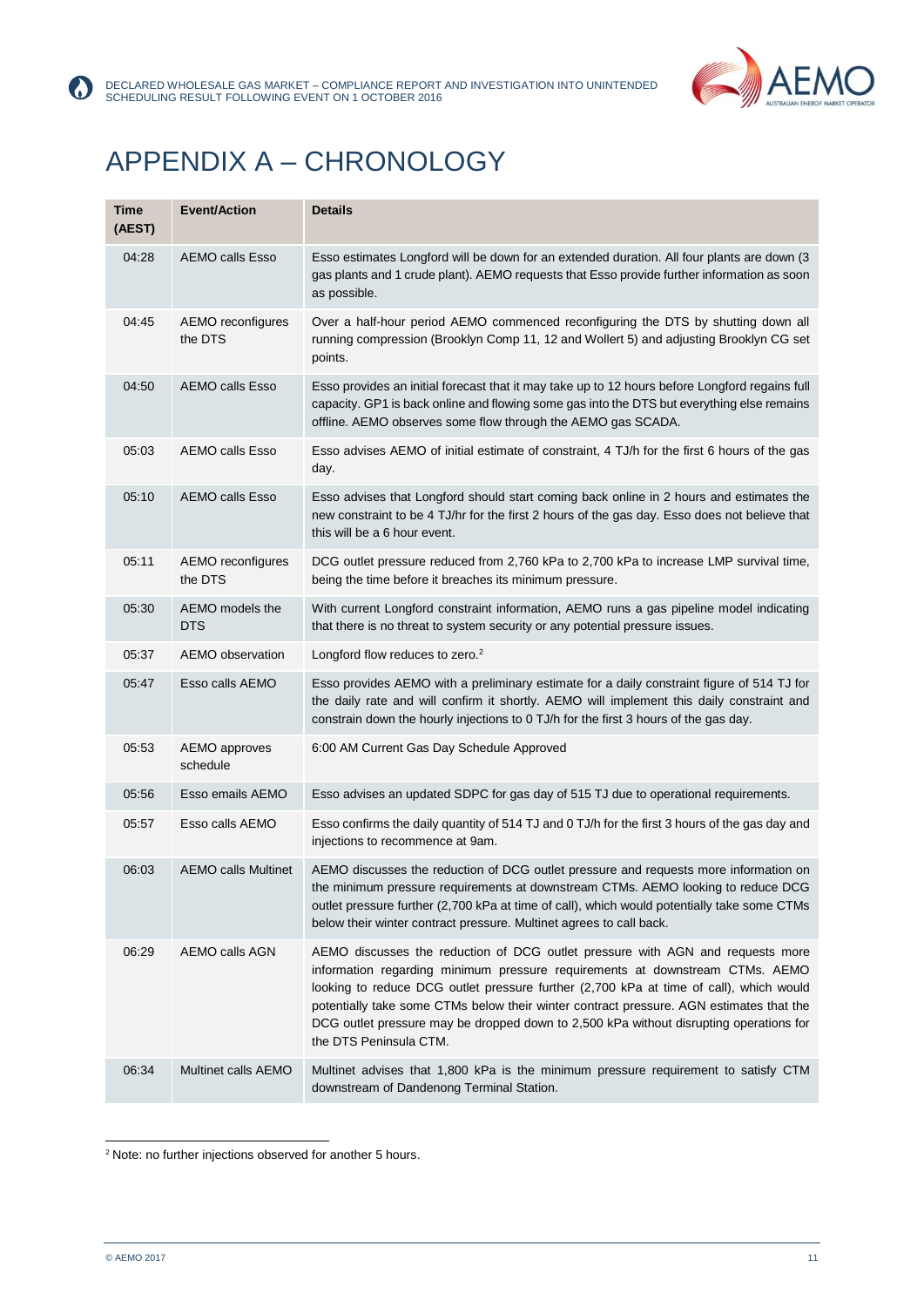# APPENDIX A – CHRONOLOGY

| Time (AEST) | Event/Action | Details |
|---|---|---|
| 04:28 | AEMO calls Esso | Esso estimates Longford will be down for an extended duration. All four plants are down (3 gas plants and 1 crude plant). AEMO requests that Esso provide further information as soon as possible. |
| 04:45 | AEMO reconfigures the DTS | Over a half-hour period AEMO commenced reconfiguring the DTS by shutting down all running compression (Brooklyn Comp 11, 12 and Wollert 5) and adjusting Brooklyn CG set points. |
| 04:50 | AEMO calls Esso | Esso provides an initial forecast that it may take up to 12 hours before Longford regains full capacity. GP1 is back online and flowing some gas into the DTS but everything else remains offline. AEMO observes some flow through the AEMO gas SCADA. |
| 05:03 | AEMO calls Esso | Esso advises AEMO of initial estimate of constraint, 4 TJ/h for the first 6 hours of the gas day. |
| 05:10 | AEMO calls Esso | Esso advises that Longford should start coming back online in 2 hours and estimates the new constraint to be 4 TJ/hr for the first 2 hours of the gas day. Esso does not believe that this will be a 6 hour event. |
| 05:11 | AEMO reconfigures the DTS | DCG outlet pressure reduced from 2,760 kPa to 2,700 kPa to increase LMP survival time, being the time before it breaches its minimum pressure. |
| 05:30 | AEMO models the DTS | With current Longford constraint information, AEMO runs a gas pipeline model indicating that there is no threat to system security or any potential pressure issues. |
| 05:37 | AEMO observation | Longford flow reduces to zero.[2] |
| 05:47 | Esso calls AEMO | Esso provides AEMO with a preliminary estimate for a daily constraint figure of 514 TJ for the daily rate and will confirm it shortly. AEMO will implement this daily constraint and constrain down the hourly injections to 0 TJ/h for the first 3 hours of the gas day. |
| 05:53 | AEMO approves schedule | 6:00 AM Current Gas Day Schedule Approved |
| 05:56 | Esso emails AEMO | Esso advises an updated SDPC for gas day of 515 TJ due to operational requirements. |
| 05:57 | Esso calls AEMO | Esso confirms the daily quantity of 514 TJ and 0 TJ/h for the first 3 hours of the gas day and injections to recommence at 9am. |
| 06:03 | AEMO calls Multinet | AEMO discusses the reduction of DCG outlet pressure and requests more information on the minimum pressure requirements at downstream CTMs. AEMO looking to reduce DCG outlet pressure further (2,700 kPa at time of call), which would potentially take some CTMs below their winter contract pressure. Multinet agrees to call back. |
| 06:29 | AEMO calls AGN | AEMO discusses the reduction of DCG outlet pressure with AGN and requests more information regarding minimum pressure requirements at downstream CTMs. AEMO looking to reduce DCG outlet pressure further (2,700 kPa at time of call), which would potentially take some CTMs below their winter contract pressure. AGN estimates that the DCG outlet pressure may be dropped down to 2,500 kPa without disrupting operations for the DTS Peninsula CTM. |
| 06:34 | Multinet calls AEMO | Multinet advises that 1,800 kPa is the minimum pressure requirement to satisfy CTM downstream of Dandenong Terminal Station. |

[2] Note: no further injections observed for another 5 hours.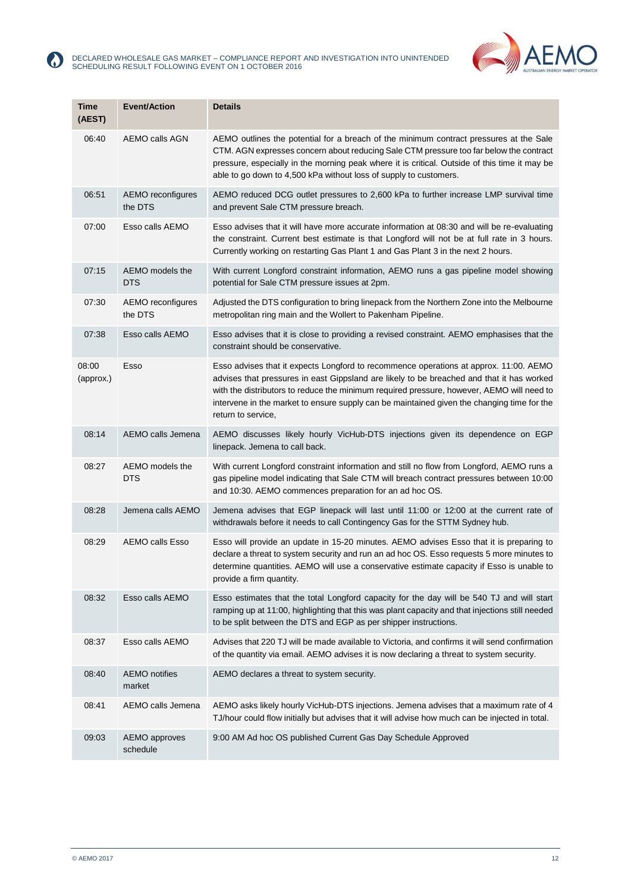| Time (AEST) | Event/Action | Details |
| --- | --- | --- |
| 06:40 | AEMO calls AGN | AEMO outlines the potential for a breach of the minimum contract pressures at the Sale CTM. AGN expresses concern about reducing Sale CTM pressure too far below the contract pressure, especially in the morning peak where it is critical. Outside of this time it may be able to go down to 4,500 kPa without loss of supply to customers. |
| 06:51 | AEMO reconfigures the DTS | AEMO reduced DCG outlet pressures to 2,600 kPa to further increase LMP survival time and prevent Sale CTM pressure breach. |
| 07:00 | Esso calls AEMO | Esso advises that it will have more accurate information at 08:30 and will be re-evaluating the constraint. Current best estimate is that Longford will not be at full rate in 3 hours. Currently working on restarting Gas Plant 1 and Gas Plant 3 in the next 2 hours. |
| 07:15 | AEMO models the DTS | With current Longford constraint information, AEMO runs a gas pipeline model showing potential for Sale CTM pressure issues at 2pm. |
| 07:30 | AEMO reconfigures the DTS | Adjusted the DTS configuration to bring linepack from the Northern Zone into the Melbourne metropolitan ring main and the Wollert to Pakenham Pipeline. |
| 07:38 | Esso calls AEMO | Esso advises that it is close to providing a revised constraint. AEMO emphasises that the constraint should be conservative. |
| 08:00 (approx.) | Esso | Esso advises that it expects Longford to recommence operations at approx. 11:00. AEMO advises that pressures in east Gippsland are likely to be breached and that it has worked with the distributors to reduce the minimum required pressure, however, AEMO will need to intervene in the market to ensure supply can be maintained given the changing time for the return to service, |
| 08:14 | AEMO calls Jemena | AEMO discusses likely hourly VicHub-DTS injections given its dependence on EGP linepack. Jemena to call back. |
| 08:27 | AEMO models the DTS | With current Longford constraint information and still no flow from Longford, AEMO runs a gas pipeline model indicating that Sale CTM will breach contract pressures between 10:00 and 10:30. AEMO commences preparation for an ad hoc OS. |
| 08:28 | Jemena calls AEMO | Jemena advises that EGP linepack will last until 11:00 or 12:00 at the current rate of withdrawals before it needs to call Contingency Gas for the STTM Sydney hub. |
| 08:29 | AEMO calls Esso | Esso will provide an update in 15-20 minutes. AEMO advises Esso that it is preparing to declare a threat to system security and run an ad hoc OS. Esso requests 5 more minutes to determine quantities. AEMO will use a conservative estimate capacity if Esso is unable to provide a firm quantity. |
| 08:32 | Esso calls AEMO | Esso estimates that the total Longford capacity for the day will be 540 TJ and will start ramping up at 11:00, highlighting that this was plant capacity and that injections still needed to be split between the DTS and EGP as per shipper instructions. |
| 08:37 | Esso calls AEMO | Advises that 220 TJ will be made available to Victoria, and confirms it will send confirmation of the quantity via email. AEMO advises it is now declaring a threat to system security. |
| 08:40 | AEMO notifies market | AEMO declares a threat to system security. |
| 08:41 | AEMO calls Jemena | AEMO asks likely hourly VicHub-DTS injections. Jemena advises that a maximum rate of 4 TJ/hour could flow initially but advises that it will advise how much can be injected in total. |
| 09:03 | AEMO approves schedule | 9:00 AM Ad hoc OS published Current Gas Day Schedule Approved |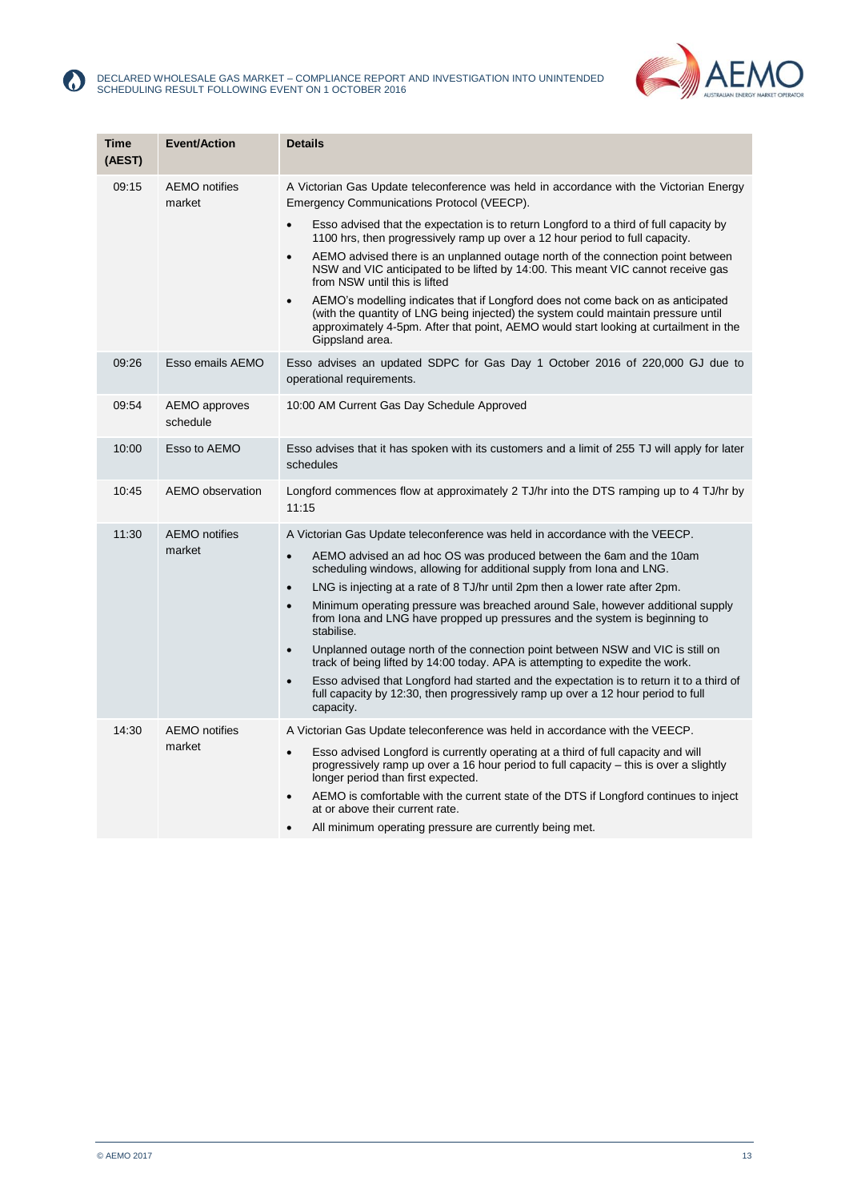| Time (AEST) | Event/Action | Details |
|---|---|---|
| 09:15 | AEMO notifies market | A Victorian Gas Update teleconference was held in accordance with the Victorian Energy Emergency Communications Protocol (VEECP).<br>• Esso advised that the expectation is to return Longford to a third of full capacity by 1100 hrs, then progressively ramp up over a 12 hour period to full capacity.<br>• AEMO advised there is an unplanned outage north of the connection point between NSW and VIC anticipated to be lifted by 14:00. This meant VIC cannot receive gas from NSW until this is lifted<br>• AEMO's modelling indicates that if Longford does not come back on as anticipated (with the quantity of LNG being injected) the system could maintain pressure until approximately 4-5pm. After that point, AEMO would start looking at curtailment in the Gippsland area. |
| 09:26 | Esso emails AEMO | Esso advises an updated SDPC for Gas Day 1 October 2016 of 220,000 GJ due to operational requirements. |
| 09:54 | AEMO approves schedule | 10:00 AM Current Gas Day Schedule Approved |
| 10:00 | Esso to AEMO | Esso advises that it has spoken with its customers and a limit of 255 TJ will apply for later schedules |
| 10:45 | AEMO observation | Longford commences flow at approximately 2 TJ/hr into the DTS ramping up to 4 TJ/hr by 11:15 |
| 11:30 | AEMO notifies market | A Victorian Gas Update teleconference was held in accordance with the VEECP.<br>• AEMO advised an ad hoc OS was produced between the 6am and the 10am scheduling windows, allowing for additional supply from Iona and LNG.<br>• LNG is injecting at a rate of 8 TJ/hr until 2pm then a lower rate after 2pm.<br>• Minimum operating pressure was breached around Sale, however additional supply from Iona and LNG have propped up pressures and the system is beginning to stabilise.<br>• Unplanned outage north of the connection point between NSW and VIC is still on track of being lifted by 14:00 today. APA is attempting to expedite the work.<br>• Esso advised that Longford had started and the expectation is to return it to a third of full capacity by 12:30, then progressively ramp up over a 12 hour period to full capacity. |
| 14:30 | AEMO notifies market | A Victorian Gas Update teleconference was held in accordance with the VEECP.<br>• Esso advised Longford is currently operating at a third of full capacity and will progressively ramp up over a 16 hour period to full capacity – this is over a slightly longer period than first expected.<br>• AEMO is comfortable with the current state of the DTS if Longford continues to inject at or above their current rate.<br>• All minimum operating pressure are currently being met. |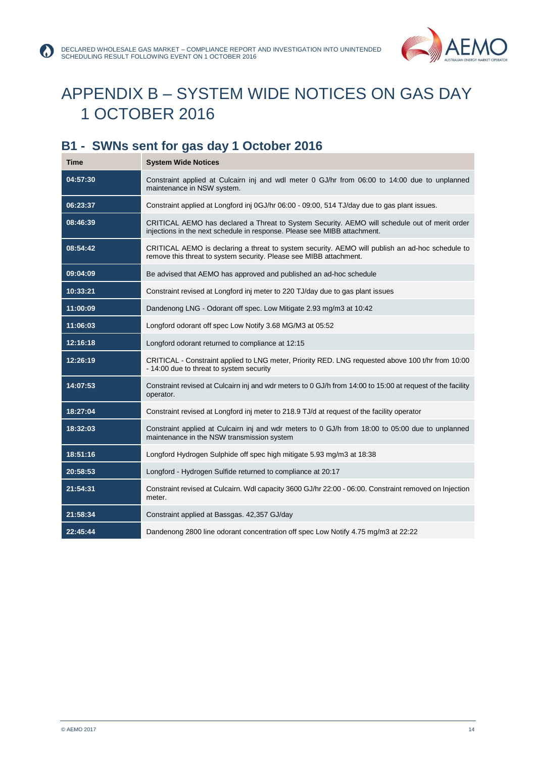# APPENDIX B – SYSTEM WIDE NOTICES ON GAS DAY 1 OCTOBER 2016

## B1 - SWNs sent for gas day 1 October 2016

| Time | System Wide Notices |
|---|---|
| 04:57:30 | Constraint applied at Culcairn inj and wdl meter 0 GJ/hr from 06:00 to 14:00 due to unplanned maintenance in NSW system. |
| 06:23:37 | Constraint applied at Longford inj 0GJ/hr 06:00 - 09:00, 514 TJ/day due to gas plant issues. |
| 08:46:39 | CRITICAL AEMO has declared a Threat to System Security. AEMO will schedule out of merit order injections in the next schedule in response. Please see MIBB attachment. |
| 08:54:42 | CRITICAL AEMO is declaring a threat to system security. AEMO will publish an ad-hoc schedule to remove this threat to system security. Please see MIBB attachment. |
| 09:04:09 | Be advised that AEMO has approved and published an ad-hoc schedule |
| 10:33:21 | Constraint revised at Longford inj meter to 220 TJ/day due to gas plant issues |
| 11:00:09 | Dandenong LNG - Odorant off spec. Low Mitigate 2.93 mg/m3 at 10:42 |
| 11:06:03 | Longford odorant off spec Low Notify 3.68 MG/M3 at 05:52 |
| 12:16:18 | Longford odorant returned to compliance at 12:15 |
| 12:26:19 | CRITICAL - Constraint applied to LNG meter, Priority RED. LNG requested above 100 t/hr from 10:00 - 14:00 due to threat to system security |
| 14:07:53 | Constraint revised at Culcairn inj and wdr meters to 0 GJ/h from 14:00 to 15:00 at request of the facility operator. |
| 18:27:04 | Constraint revised at Longford inj meter to 218.9 TJ/d at request of the facility operator |
| 18:32:03 | Constraint applied at Culcairn inj and wdr meters to 0 GJ/h from 18:00 to 05:00 due to unplanned maintenance in the NSW transmission system |
| 18:51:16 | Longford Hydrogen Sulphide off spec high mitigate 5.93 mg/m3 at 18:38 |
| 20:58:53 | Longford - Hydrogen Sulfide returned to compliance at 20:17 |
| 21:54:31 | Constraint revised at Culcairn. Wdl capacity 3600 GJ/hr 22:00 - 06:00. Constraint removed on Injection meter. |
| 21:58:34 | Constraint applied at Bassgas. 42,357 GJ/day |
| 22:45:44 | Dandenong 2800 line odorant concentration off spec Low Notify 4.75 mg/m3 at 22:22 |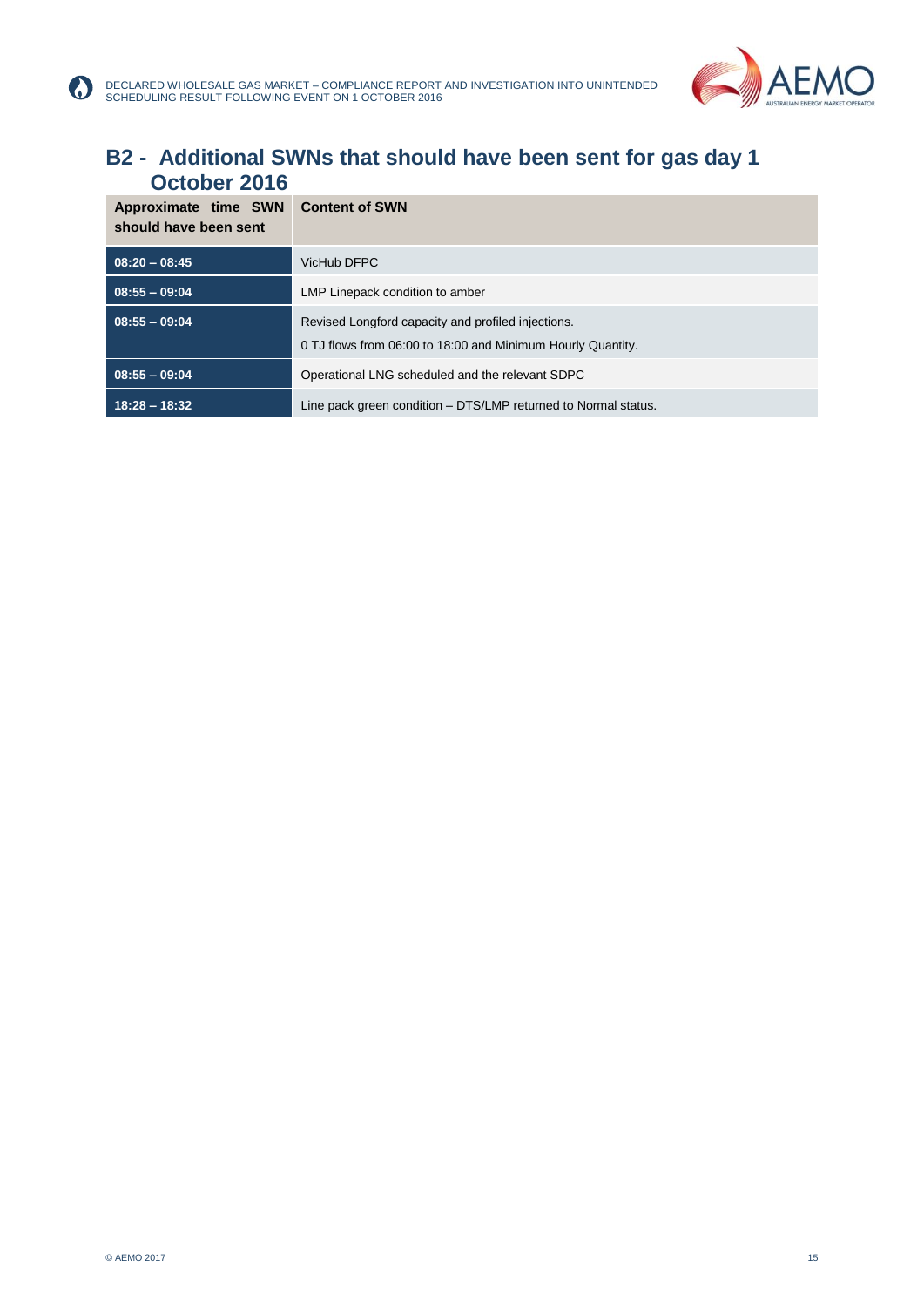## B2 - Additional SWNs that should have been sent for gas day 1 October 2016

| Approximate time SWN should have been sent | Content of SWN |
|---|---|
| **08:20 – 08:45** | VicHub DFPC |
| **08:55 – 09:04** | LMP Linepack condition to amber |
| **08:55 – 09:04** | Revised Longford capacity and profiled injections.<br>0 TJ flows from 06:00 to 18:00 and Minimum Hourly Quantity. |
| **08:55 – 09:04** | Operational LNG scheduled and the relevant SDPC |
| **18:28 – 18:32** | Line pack green condition – DTS/LMP returned to Normal status. |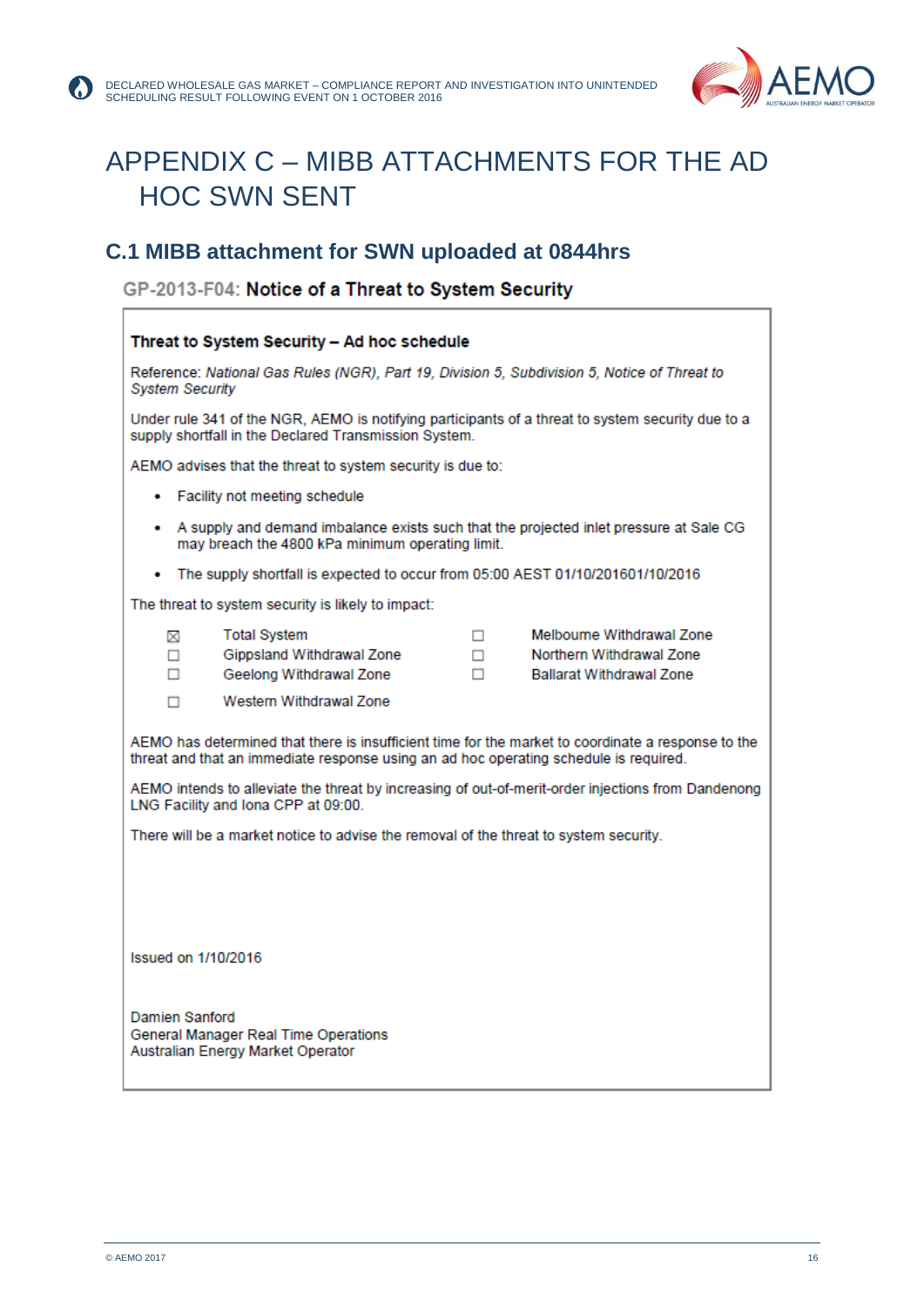# APPENDIX C – MIBB ATTACHMENTS FOR THE AD HOC SWN SENT

## C.1 MIBB attachment for SWN uploaded at 0844hrs

### GP-2013-F04: Notice of a Threat to System Security

**Threat to System Security – Ad hoc schedule**

Reference: *National Gas Rules (NGR), Part 19, Division 5, Subdivision 5, Notice of Threat to System Security*

Under rule 341 of the NGR, AEMO is notifying participants of a threat to system security due to a supply shortfall in the Declared Transmission System.

AEMO advises that the threat to system security is due to:

- Facility not meeting schedule
- A supply and demand imbalance exists such that the projected inlet pressure at Sale CG may breach the 4800 kPa minimum operating limit.
- The supply shortfall is expected to occur from 05:00 AEST 01/10/201601/10/2016

The threat to system security is likely to impact:

- ☒ Total System
- ☐ Gippsland Withdrawal Zone
- ☐ Geelong Withdrawal Zone
- ☐ Western Withdrawal Zone
- ☐ Melbourne Withdrawal Zone
- ☐ Northern Withdrawal Zone
- ☐ Ballarat Withdrawal Zone

AEMO has determined that there is insufficient time for the market to coordinate a response to the threat and that an immediate response using an ad hoc operating schedule is required.

AEMO intends to alleviate the threat by increasing of out-of-merit-order injections from Dandenong LNG Facility and Iona CPP at 09:00.

There will be a market notice to advise the removal of the threat to system security.

Issued on 1/10/2016

Damien Sanford
General Manager Real Time Operations
Australian Energy Market Operator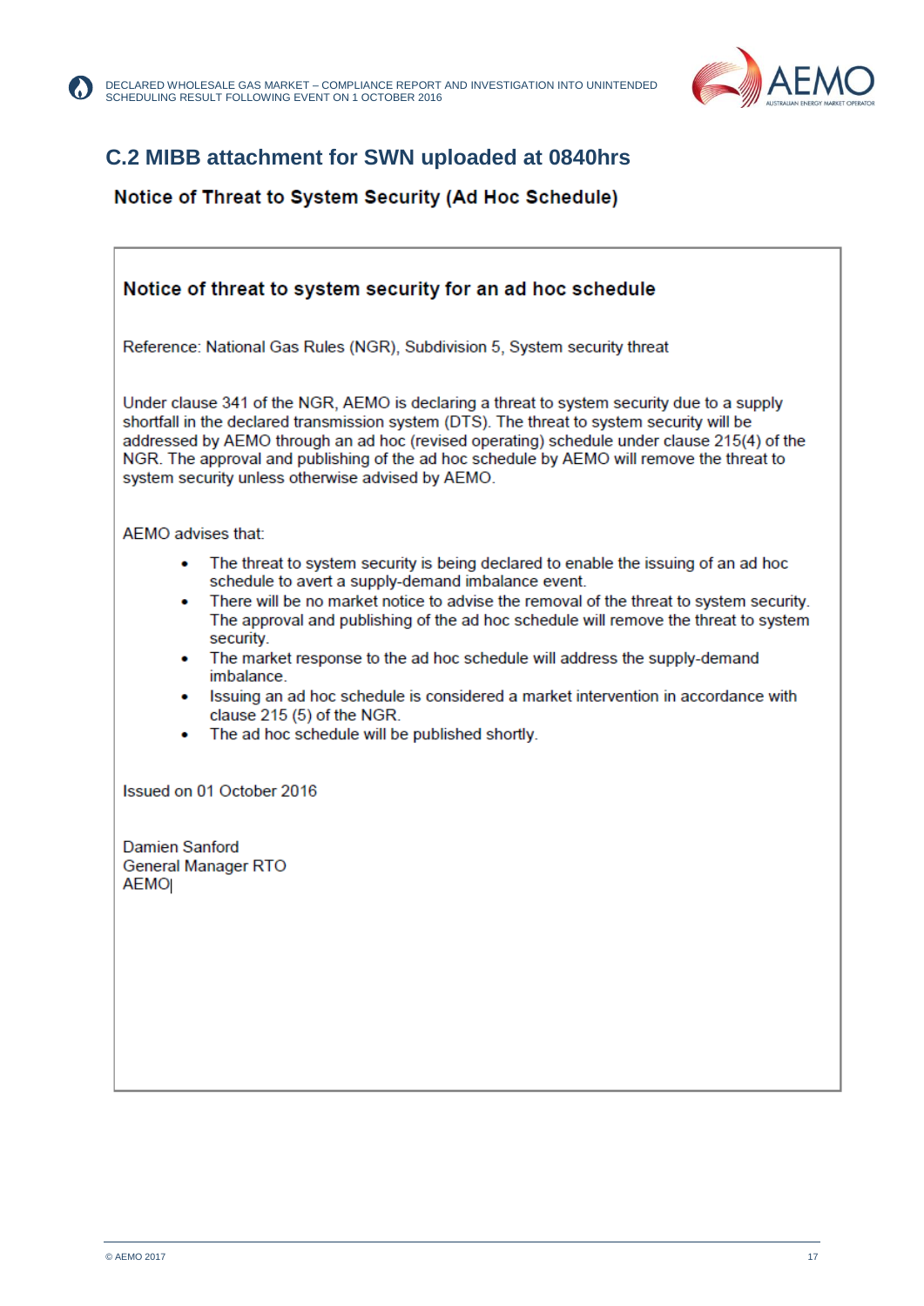## C.2 MIBB attachment for SWN uploaded at 0840hrs

### Notice of Threat to System Security (Ad Hoc Schedule)

**Notice of threat to system security for an ad hoc schedule**

Reference: National Gas Rules (NGR), Subdivision 5, System security threat

Under clause 341 of the NGR, AEMO is declaring a threat to system security due to a supply shortfall in the declared transmission system (DTS). The threat to system security will be addressed by AEMO through an ad hoc (revised operating) schedule under clause 215(4) of the NGR. The approval and publishing of the ad hoc schedule by AEMO will remove the threat to system security unless otherwise advised by AEMO.

AEMO advises that:

- The threat to system security is being declared to enable the issuing of an ad hoc schedule to avert a supply-demand imbalance event.
- There will be no market notice to advise the removal of the threat to system security. The approval and publishing of the ad hoc schedule will remove the threat to system security.
- The market response to the ad hoc schedule will address the supply-demand imbalance.
- Issuing an ad hoc schedule is considered a market intervention in accordance with clause 215 (5) of the NGR.
- The ad hoc schedule will be published shortly.

Issued on 01 October 2016

Damien Sanford
General Manager RTO
AEMO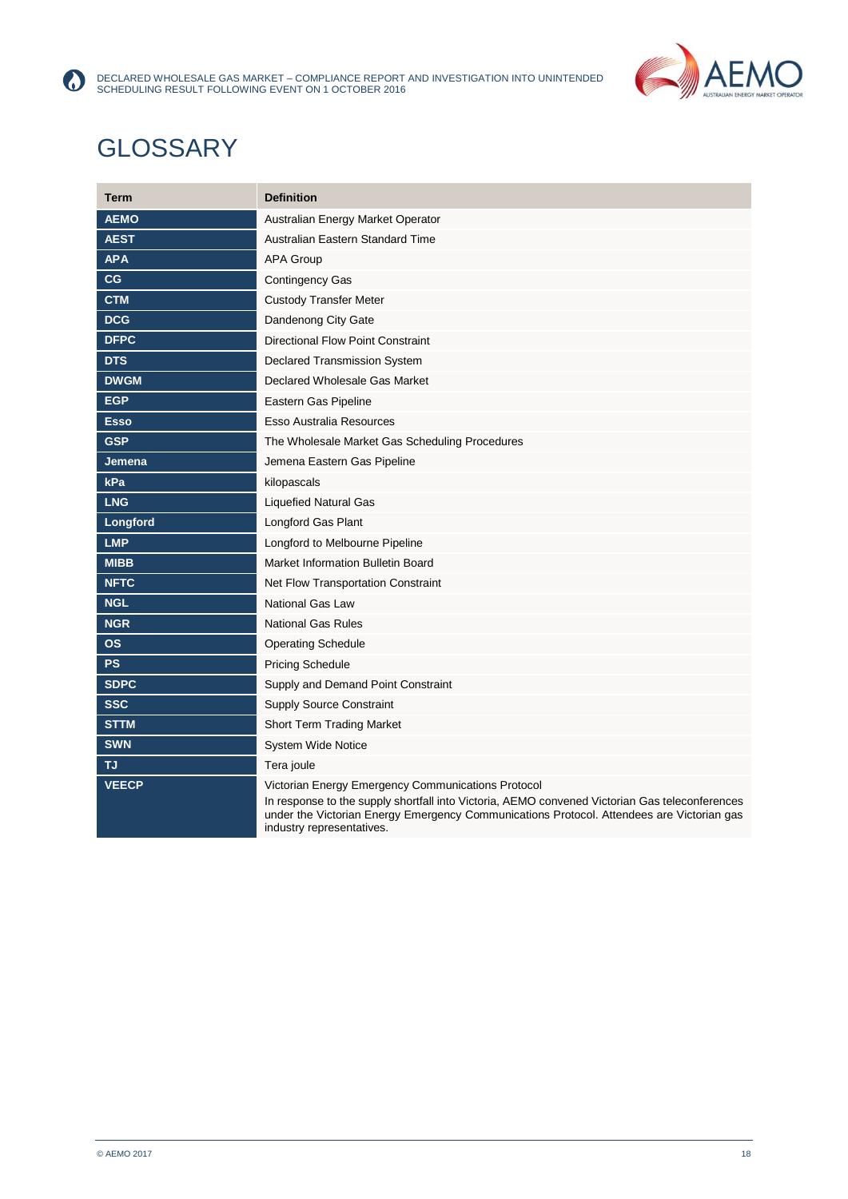# GLOSSARY

| Term | Definition |
|---|---|
| AEMO | Australian Energy Market Operator |
| AEST | Australian Eastern Standard Time |
| APA | APA Group |
| CG | Contingency Gas |
| CTM | Custody Transfer Meter |
| DCG | Dandenong City Gate |
| DFPC | Directional Flow Point Constraint |
| DTS | Declared Transmission System |
| DWGM | Declared Wholesale Gas Market |
| EGP | Eastern Gas Pipeline |
| Esso | Esso Australia Resources |
| GSP | The Wholesale Market Gas Scheduling Procedures |
| Jemena | Jemena Eastern Gas Pipeline |
| kPa | kilopascals |
| LNG | Liquefied Natural Gas |
| Longford | Longford Gas Plant |
| LMP | Longford to Melbourne Pipeline |
| MIBB | Market Information Bulletin Board |
| NFTC | Net Flow Transportation Constraint |
| NGL | National Gas Law |
| NGR | National Gas Rules |
| OS | Operating Schedule |
| PS | Pricing Schedule |
| SDPC | Supply and Demand Point Constraint |
| SSC | Supply Source Constraint |
| STTM | Short Term Trading Market |
| SWN | System Wide Notice |
| TJ | Tera joule |
| VEECP | Victorian Energy Emergency Communications Protocol<br>In response to the supply shortfall into Victoria, AEMO convened Victorian Gas teleconferences under the Victorian Energy Emergency Communications Protocol. Attendees are Victorian gas industry representatives. |